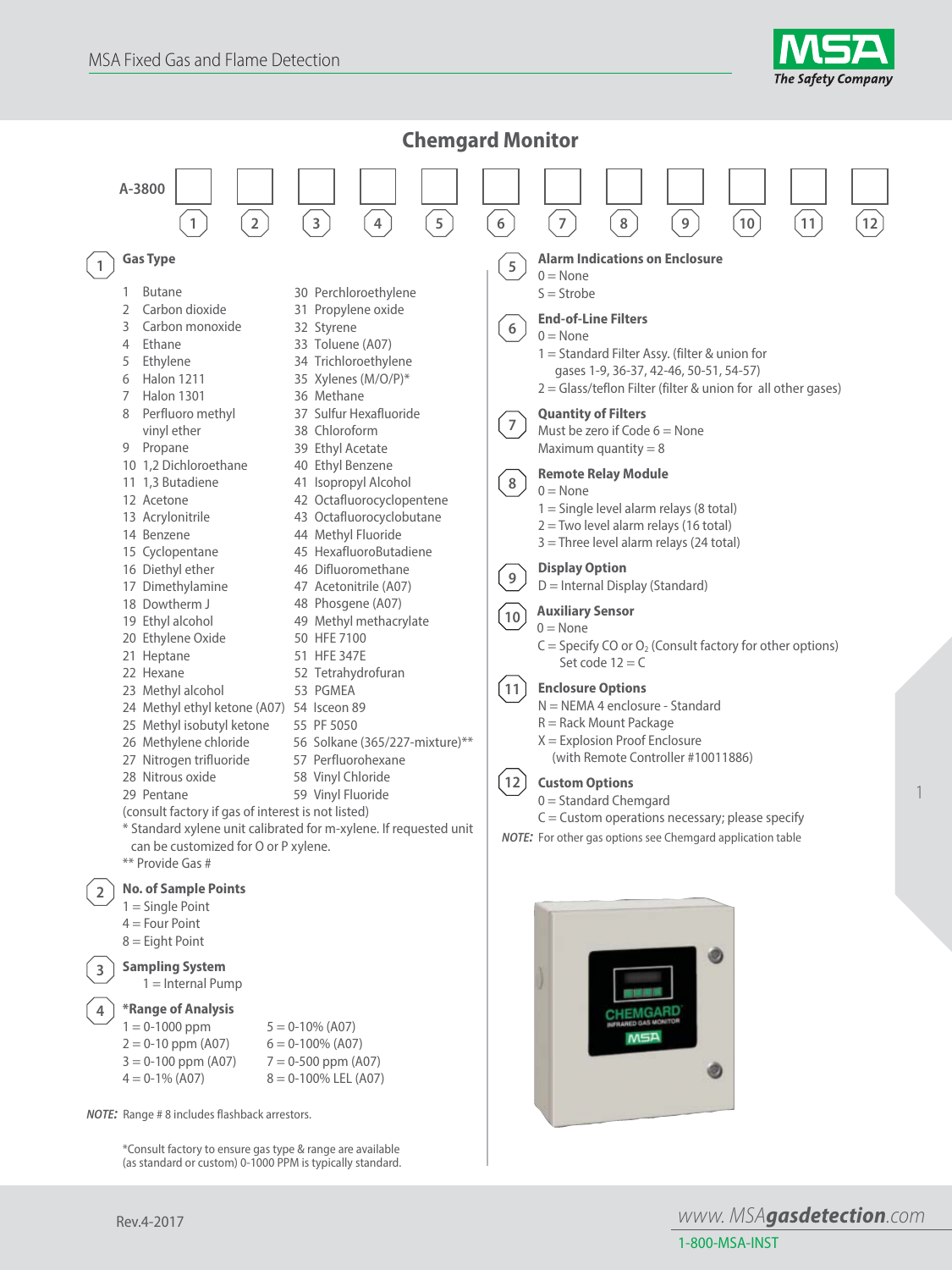MSA Fixed Gas and Flame Detection

# Chemgard Monitor

A-3800 [1] [2] [3] [4] [5] [6] [7] [8] [9] [10] [11] [12]

## 1 Gas Type

1 Butane
2 Carbon dioxide
3 Carbon monoxide
4 Ethane
5 Ethylene
6 Halon 1211
7 Halon 1301
8 Perfluoro methyl vinyl ether
9 Propane
10 1,2 Dichloroethane
11 1,3 Butadiene
12 Acetone
13 Acrylonitrile
14 Benzene
15 Cyclopentane
16 Diethyl ether
17 Dimethylamine
18 Dowtherm J
19 Ethyl alcohol
20 Ethylene Oxide
21 Heptane
22 Hexane
23 Methyl alcohol
24 Methyl ethyl ketone (A07)
25 Methyl isobutyl ketone
26 Methylene chloride
27 Nitrogen trifluoride
28 Nitrous oxide
29 Pentane
30 Perchloroethylene
31 Propylene oxide
32 Styrene
33 Toluene (A07)
34 Trichloroethylene
35 Xylenes (M/O/P)*
36 Methane
37 Sulfur Hexafluoride
38 Chloroform
39 Ethyl Acetate
40 Ethyl Benzene
41 Isopropyl Alcohol
42 Octafluorocyclopentene
43 Octafluorocyclobutane
44 Methyl Fluoride
45 HexafluoroButadiene
46 Difluoromethane
47 Acetonitrile (A07)
48 Phosgene (A07)
49 Methyl methacrylate
50 HFE 7100
51 HFE 347E
52 Tetrahydrofuran
53 PGMEA
54 Isceon 89
55 PF 5050
56 Solkane (365/227-mixture)**
57 Perfluorohexane
58 Vinyl Chloride
59 Vinyl Fluoride

(consult factory if gas of interest is not listed)

* Standard xylene unit calibrated for m-xylene. If requested unit can be customized for O or P xylene.

** Provide Gas #

## 2 No. of Sample Points

1 = Single Point
4 = Four Point
8 = Eight Point

## 3 Sampling System

1 = Internal Pump

## 4 *Range of Analysis

1 = 0-1000 ppm
2 = 0-10 ppm (A07)
3 = 0-100 ppm (A07)
4 = 0-1% (A07)
5 = 0-10% (A07)
6 = 0-100% (A07)
7 = 0-500 ppm (A07)
8 = 0-100% LEL (A07)

***NOTE:*** Range # 8 includes flashback arrestors.

*Consult factory to ensure gas type & range are available (as standard or custom) 0-1000 PPM is typically standard.

## 5 Alarm Indications on Enclosure

0 = None
S = Strobe

## 6 End-of-Line Filters

0 = None
1 = Standard Filter Assy. (filter & union for gases 1-9, 36-37, 42-46, 50-51, 54-57)
2 = Glass/teflon Filter (filter & union for all other gases)

## 7 Quantity of Filters

Must be zero if Code 6 = None
Maximum quantity = 8

## 8 Remote Relay Module

0 = None
1 = Single level alarm relays (8 total)
2 = Two level alarm relays (16 total)
3 = Three level alarm relays (24 total)

## 9 Display Option

D = Internal Display (Standard)

## 10 Auxiliary Sensor

0 = None
C = Specify CO or $O_2$ (Consult factory for other options)
Set code 12 = C

## 11 Enclosure Options

N = NEMA 4 enclosure - Standard
R = Rack Mount Package
X = Explosion Proof Enclosure (with Remote Controller #10011886)

## 12 Custom Options

0 = Standard Chemgard
C = Custom operations necessary; please specify

***NOTE:*** For other gas options see Chemgard application table

Rev.4-2017

www. MSA**gasdetection**.com
1-800-MSA-INST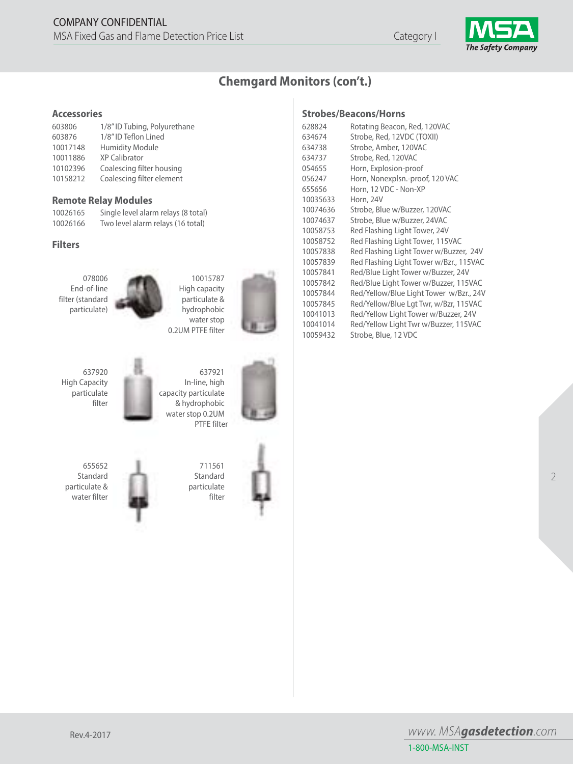# Chemgard Monitors (con't.)

## Accessories

| | |
|---|---|
| 603806 | 1/8" ID Tubing, Polyurethane |
| 603876 | 1/8" ID Teflon Lined |
| 10017148 | Humidity Module |
| 10011886 | XP Calibrator |
| 10102396 | Coalescing filter housing |
| 10158212 | Coalescing filter element |

## Remote Relay Modules

| | |
|---|---|
| 10026165 | Single level alarm relays (8 total) |
| 10026166 | Two level alarm relays (16 total) |

## Filters

078006
End-of-line filter (standard particulate)

10015787
High capacity particulate & hydrophobic water stop 0.2UM PTFE filter

637920
High Capacity particulate filter

637921
In-line, high capacity particulate & hydrophobic water stop 0.2UM PTFE filter

655652
Standard particulate & water filter

711561
Standard particulate filter

## Strobes/Beacons/Horns

| | |
|---|---|
| 628824 | Rotating Beacon, Red, 120VAC |
| 634674 | Strobe, Red, 12VDC (TOXII) |
| 634738 | Strobe, Amber, 120VAC |
| 634737 | Strobe, Red, 120VAC |
| 054655 | Horn, Explosion-proof |
| 056247 | Horn, Nonexplsn.-proof, 120 VAC |
| 655656 | Horn, 12 VDC - Non-XP |
| 10035633 | Horn, 24V |
| 10074636 | Strobe, Blue w/Buzzer, 120VAC |
| 10074637 | Strobe, Blue w/Buzzer, 24VAC |
| 10058753 | Red Flashing Light Tower, 24V |
| 10058752 | Red Flashing Light Tower, 115VAC |
| 10057838 | Red Flashing Light Tower w/Buzzer, 24V |
| 10057839 | Red Flashing Light Tower w/Bzr., 115VAC |
| 10057841 | Red/Blue Light Tower w/Buzzer, 24V |
| 10057842 | Red/Blue Light Tower w/Buzzer, 115VAC |
| 10057844 | Red/Yellow/Blue Light Tower w/Bzr., 24V |
| 10057845 | Red/Yellow/Blue Lgt Twr, w/Bzr, 115VAC |
| 10041013 | Red/Yellow Light Tower w/Buzzer, 24V |
| 10041014 | Red/Yellow Light Twr w/Buzzer, 115VAC |
| 10059432 | Strobe, Blue, 12 VDC |